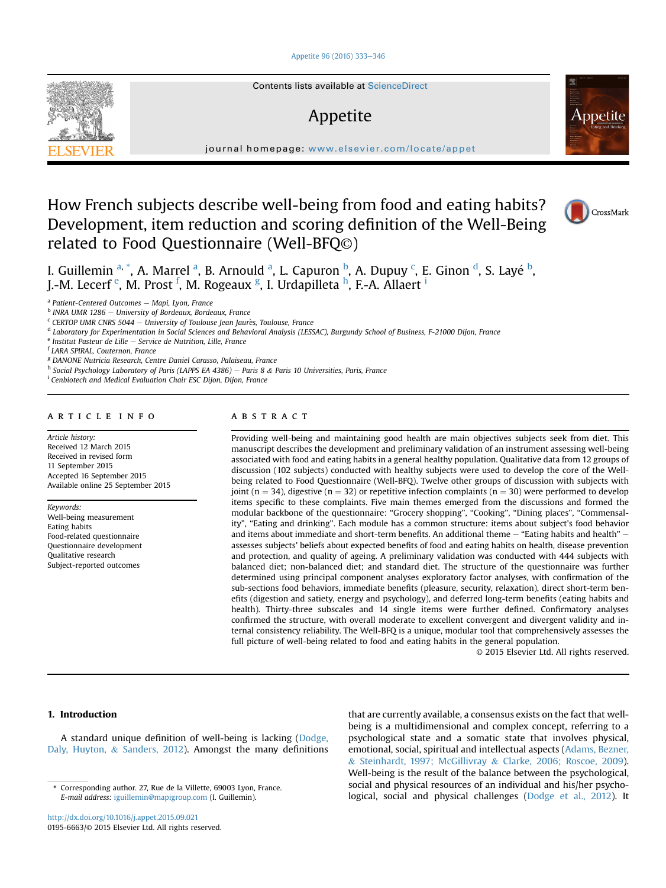# How French subjects describe well-being from food and eating habits? Development, item reduction and scoring definition of the Well-Being related to Food Questionnaire (Well-BFQ©)

I. Guillemin [a,*], A. Marrel [a], B. Arnould [a], L. Capuron [b], A. Dupuy [c], E. Ginon [d], S. Layé [b], J.-M. Lecerf [e], M. Prost [f], M. Rogeaux [g], I. Urdapilleta [h], F.-A. Allaert [i]

[a] Patient-Centered Outcomes — Mapi, Lyon, France
[b] INRA UMR 1286 — University of Bordeaux, Bordeaux, France
[c] CERTOP UMR CNRS 5044 — University of Toulouse Jean Jaurès, Toulouse, France
[d] Laboratory for Experimentation in Social Sciences and Behavioral Analysis (LESSAC), Burgundy School of Business, F-21000 Dijon, France
[e] Institut Pasteur de Lille — Service de Nutrition, Lille, France
[f] LARA SPIRAL, Couternon, France
[g] DANONE Nutricia Research, Centre Daniel Carasso, Palaiseau, France
[h] Social Psychology Laboratory of Paris (LAPPS EA 4386) — Paris 8 & Paris 10 Universities, Paris, France
[i] Cenbiotech and Medical Evaluation Chair ESC Dijon, Dijon, France

## ARTICLE INFO

*Article history:*
Received 12 March 2015
Received in revised form 11 September 2015
Accepted 16 September 2015
Available online 25 September 2015

*Keywords:*
Well-being measurement
Eating habits
Food-related questionnaire
Questionnaire development
Qualitative research
Subject-reported outcomes

## ABSTRACT

Providing well-being and maintaining good health are main objectives subjects seek from diet. This manuscript describes the development and preliminary validation of an instrument assessing well-being associated with food and eating habits in a general healthy population. Qualitative data from 12 groups of discussion (102 subjects) conducted with healthy subjects were used to develop the core of the Well-being related to Food Questionnaire (Well-BFQ). Twelve other groups of discussion with subjects with joint (n = 34), digestive (n = 32) or repetitive infection complaints (n = 30) were performed to develop items specific to these complaints. Five main themes emerged from the discussions and formed the modular backbone of the questionnaire: "Grocery shopping", "Cooking", "Dining places", "Commensality", "Eating and drinking". Each module has a common structure: items about subject's food behavior and items about immediate and short-term benefits. An additional theme — "Eating habits and health" — assesses subjects' beliefs about expected benefits of food and eating habits on health, disease prevention and protection, and quality of ageing. A preliminary validation was conducted with 444 subjects with balanced diet; non-balanced diet; and standard diet. The structure of the questionnaire was further determined using principal component analyses exploratory factor analyses, with confirmation of the sub-sections food behaviors, immediate benefits (pleasure, security, relaxation), direct short-term benefits (digestion and satiety, energy and psychology), and deferred long-term benefits (eating habits and health). Thirty-three subscales and 14 single items were further defined. Confirmatory analyses confirmed the structure, with overall moderate to excellent convergent and divergent validity and internal consistency reliability. The Well-BFQ is a unique, modular tool that comprehensively assesses the full picture of well-being related to food and eating habits in the general population.

© 2015 Elsevier Ltd. All rights reserved.

## 1. Introduction

A standard unique definition of well-being is lacking (Dodge, Daly, Huyton, & Sanders, 2012). Amongst the many definitions that are currently available, a consensus exists on the fact that well-being is a multidimensional and complex concept, referring to a psychological state and a somatic state that involves physical, emotional, social, spiritual and intellectual aspects (Adams, Bezner, & Steinhardt, 1997; McGillivray & Clarke, 2006; Roscoe, 2009). Well-being is the result of the balance between the psychological, social and physical resources of an individual and his/her psychological, social and physical challenges (Dodge et al., 2012). It

\* Corresponding author. 27, Rue de la Villette, 69003 Lyon, France.
*E-mail address:* iguillemin@mapigroup.com (I. Guillemin).

http://dx.doi.org/10.1016/j.appet.2015.09.021
0195-6663/© 2015 Elsevier Ltd. All rights reserved.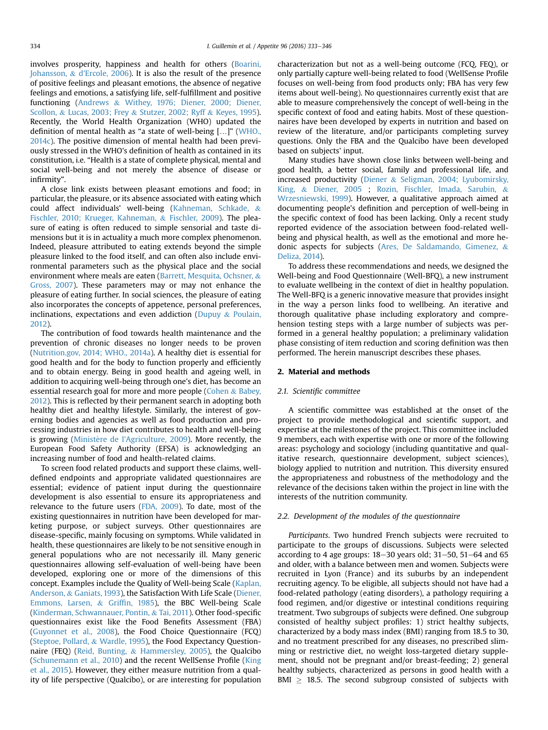involves prosperity, happiness and health for others (Boarini, Johansson, & d'Ercole, 2006). It is also the result of the presence of positive feelings and pleasant emotions, the absence of negative feelings and emotions, a satisfying life, self-fulfillment and positive functioning (Andrews & Withey, 1976; Diener, 2000; Diener, Scollon, & Lucas, 2003; Frey & Stutzer, 2002; Ryff & Keyes, 1995). Recently, the World Health Organization (WHO) updated the definition of mental health as "a state of well-being […]" (WHO., 2014c). The positive dimension of mental health had been previously stressed in the WHO's definition of health as contained in its constitution, i.e. "Health is a state of complete physical, mental and social well-being and not merely the absence of disease or infirmity".

A close link exists between pleasant emotions and food; in particular, the pleasure, or its absence associated with eating which could affect individuals' well-being (Kahneman, Schkade, & Fischler, 2010; Krueger, Kahneman, & Fischler, 2009). The pleasure of eating is often reduced to simple sensorial and taste dimensions but it is in actuality a much more complex phenomenon. Indeed, pleasure attributed to eating extends beyond the simple pleasure linked to the food itself, and can often also include environmental parameters such as the physical place and the social environment where meals are eaten (Barrett, Mesquita, Ochsner, & Gross, 2007). These parameters may or may not enhance the pleasure of eating further. In social sciences, the pleasure of eating also incorporates the concepts of appetence, personal preferences, inclinations, expectations and even addiction (Dupuy & Poulain, 2012).

The contribution of food towards health maintenance and the prevention of chronic diseases no longer needs to be proven (Nutrition.gov, 2014; WHO., 2014a). A healthy diet is essential for good health and for the body to function properly and efficiently and to obtain energy. Being in good health and ageing well, in addition to acquiring well-being through one's diet, has become an essential research goal for more and more people (Cohen & Babey, 2012). This is reflected by their permanent search in adopting both healthy diet and healthy lifestyle. Similarly, the interest of governing bodies and agencies as well as food production and processing industries in how diet contributes to health and well-being is growing (Ministère de l'Agriculture, 2009). More recently, the European Food Safety Authority (EFSA) is acknowledging an increasing number of food and health-related claims.

To screen food related products and support these claims, well-defined endpoints and appropriate validated questionnaires are essential; evidence of patient input during the questionnaire development is also essential to ensure its appropriateness and relevance to the future users (FDA, 2009). To date, most of the existing questionnaires in nutrition have been developed for marketing purpose, or subject surveys. Other questionnaires are disease-specific, mainly focusing on symptoms. While validated in health, these questionnaires are likely to be not sensitive enough in general populations who are not necessarily ill. Many generic questionnaires allowing self-evaluation of well-being have been developed, exploring one or more of the dimensions of this concept. Examples include the Quality of Well-being Scale (Kaplan, Anderson, & Ganiats, 1993), the Satisfaction With Life Scale (Diener, Emmons, Larsen, & Griffin, 1985), the BBC Well-being Scale (Kinderman, Schwannauer, Pontin, & Tai, 2011). Other food-specific questionnaires exist like the Food Benefits Assessment (FBA) (Guyonnet et al., 2008), the Food Choice Questionnaire (FCQ) (Steptoe, Pollard, & Wardle, 1995), the Food Expectancy Questionnaire (FEQ) (Reid, Bunting, & Hammersley, 2005), the Qualcibo (Schunemann et al., 2010) and the recent WellSense Profile (King et al., 2015). However, they either measure nutrition from a quality of life perspective (Qualcibo), or are interesting for population characterization but not as a well-being outcome (FCQ, FEQ), or only partially capture well-being related to food (WellSense Profile focuses on well-being from food products only; FBA has very few items about well-being). No questionnaires currently exist that are able to measure comprehensively the concept of well-being in the specific context of food and eating habits. Most of these questionnaires have been developed by experts in nutrition and based on review of the literature, and/or participants completing survey questions. Only the FBA and the Qualcibo have been developed based on subjects' input.

Many studies have shown close links between well-being and good health, a better social, family and professional life, and increased productivity (Diener & Seligman, 2004; Lyubomirsky, King, & Diener, 2005 ; Rozin, Fischler, Imada, Sarubin, & Wrzesniewski, 1999). However, a qualitative approach aimed at documenting people's definition and perception of well-being in the specific context of food has been lacking. Only a recent study reported evidence of the association between food-related well-being and physical health, as well as the emotional and more hedonic aspects for subjects (Ares, De Saldamando, Gimenez, & Deliza, 2014).

To address these recommendations and needs, we designed the Well-being and Food Questionnaire (Well-BFQ), a new instrument to evaluate wellbeing in the context of diet in healthy population. The Well-BFQ is a generic innovative measure that provides insight in the way a person links food to wellbeing. An iterative and thorough qualitative phase including exploratory and comprehension testing steps with a large number of subjects was performed in a general healthy population; a preliminary validation phase consisting of item reduction and scoring definition was then performed. The herein manuscript describes these phases.

## 2. Material and methods

### 2.1. Scientific committee

A scientific committee was established at the onset of the project to provide methodological and scientific support, and expertise at the milestones of the project. This committee included 9 members, each with expertise with one or more of the following areas: psychology and sociology (including quantitative and qualitative research, questionnaire development, subject sciences), biology applied to nutrition and nutrition. This diversity ensured the appropriateness and robustness of the methodology and the relevance of the decisions taken within the project in line with the interests of the nutrition community.

### 2.2. Development of the modules of the questionnaire

*Participants*. Two hundred French subjects were recruited to participate to the groups of discussions. Subjects were selected according to 4 age groups: 18–30 years old; 31–50, 51–64 and 65 and older, with a balance between men and women. Subjects were recruited in Lyon (France) and its suburbs by an independent recruiting agency. To be eligible, all subjects should not have had a food-related pathology (eating disorders), a pathology requiring a food regimen, and/or digestive or intestinal conditions requiring treatment. Two subgroups of subjects were defined. One subgroup consisted of healthy subject profiles: 1) strict healthy subjects, characterized by a body mass index (BMI) ranging from 18.5 to 30, and no treatment prescribed for any diseases, no prescribed slimming or restrictive diet, no weight loss-targeted dietary supplement, should not be pregnant and/or breast-feeding; 2) general healthy subjects, characterized as persons in good health with a BMI $\geq$ 18.5. The second subgroup consisted of subjects with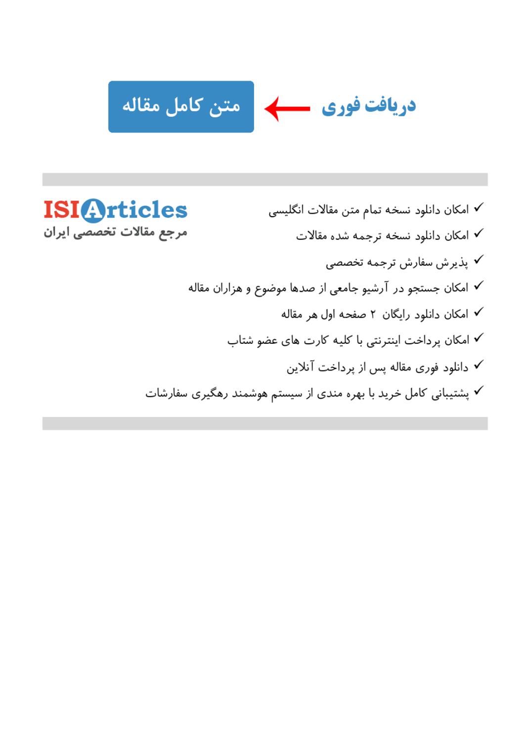دریافت فوری ← متن کامل مقاله

**ISIArticles**

مرجع مقالات تخصصی ایران

- ✓ امکان دانلود نسخه تمام متن مقالات انگلیسی
- ✓ امکان دانلود نسخه ترجمه شده مقالات
- ✓ پذیرش سفارش ترجمه تخصصی
- ✓ امکان جستجو در آرشیو جامعی از صدها موضوع و هزاران مقاله
- ✓ امکان دانلود رایگان ۲ صفحه اول هر مقاله
- ✓ امکان پرداخت اینترنتی با کلیه کارت های عضو شتاب
- ✓ دانلود فوری مقاله پس از پرداخت آنلاین
- ✓ پشتیبانی کامل خرید با بهره مندی از سیستم هوشمند رهگیری سفارشات